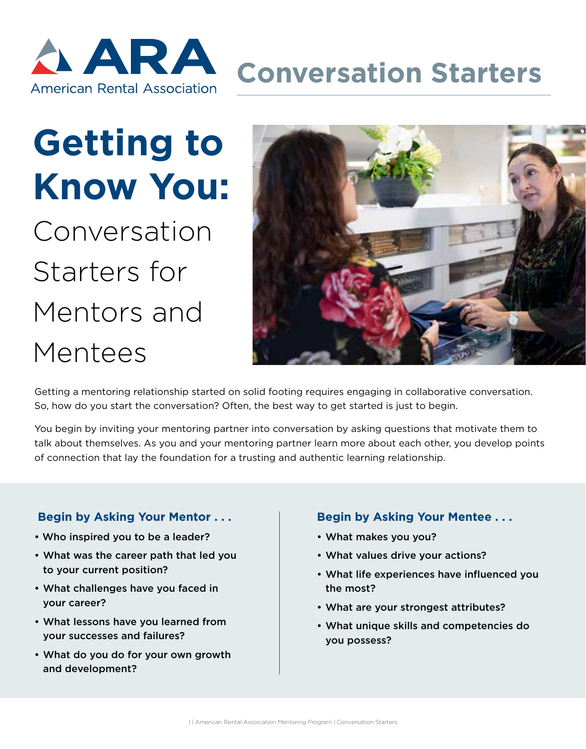ARA

American Rental Association

# Conversation Starters

# Getting to Know You:

## Conversation Starters for Mentors and Mentees

Getting a mentoring relationship started on solid footing requires engaging in collaborative conversation. So, how do you start the conversation? Often, the best way to get started is just to begin.

You begin by inviting your mentoring partner into conversation by asking questions that motivate them to talk about themselves. As you and your mentoring partner learn more about each other, you develop points of connection that lay the foundation for a trusting and authentic learning relationship.

### Begin by Asking Your Mentor . . .

- **Who inspired you to be a leader?**
- **What was the career path that led you to your current position?**
- **What challenges have you faced in your career?**
- **What lessons have you learned from your successes and failures?**
- **What do you do for your own growth and development?**

### Begin by Asking Your Mentee . . .

- **What makes you you?**
- **What values drive your actions?**
- **What life experiences have influenced you the most?**
- **What are your strongest attributes?**
- **What unique skills and competencies do you possess?**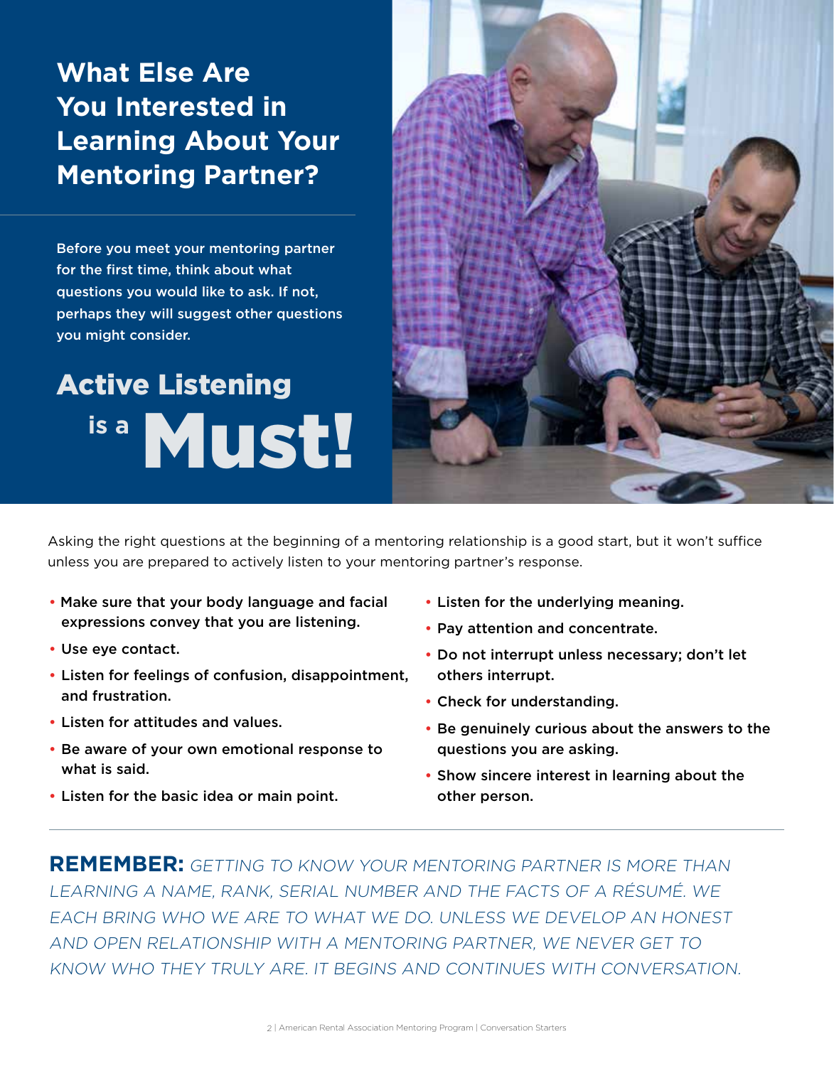# What Else Are You Interested in Learning About Your Mentoring Partner?

Before you meet your mentoring partner for the first time, think about what questions you would like to ask. If not, perhaps they will suggest other questions you might consider.

## Active Listening is a Must!

Asking the right questions at the beginning of a mentoring relationship is a good start, but it won't suffice unless you are prepared to actively listen to your mentoring partner's response.

- Make sure that your body language and facial expressions convey that you are listening.
- Use eye contact.
- Listen for feelings of confusion, disappointment, and frustration.
- Listen for attitudes and values.
- Be aware of your own emotional response to what is said.
- Listen for the basic idea or main point.
- Listen for the underlying meaning.
- Pay attention and concentrate.
- Do not interrupt unless necessary; don't let others interrupt.
- Check for understanding.
- Be genuinely curious about the answers to the questions you are asking.
- Show sincere interest in learning about the other person.

---

**REMEMBER:** *GETTING TO KNOW YOUR MENTORING PARTNER IS MORE THAN LEARNING A NAME, RANK, SERIAL NUMBER AND THE FACTS OF A RÉSUMÉ. WE EACH BRING WHO WE ARE TO WHAT WE DO. UNLESS WE DEVELOP AN HONEST AND OPEN RELATIONSHIP WITH A MENTORING PARTNER, WE NEVER GET TO KNOW WHO THEY TRULY ARE. IT BEGINS AND CONTINUES WITH CONVERSATION.*